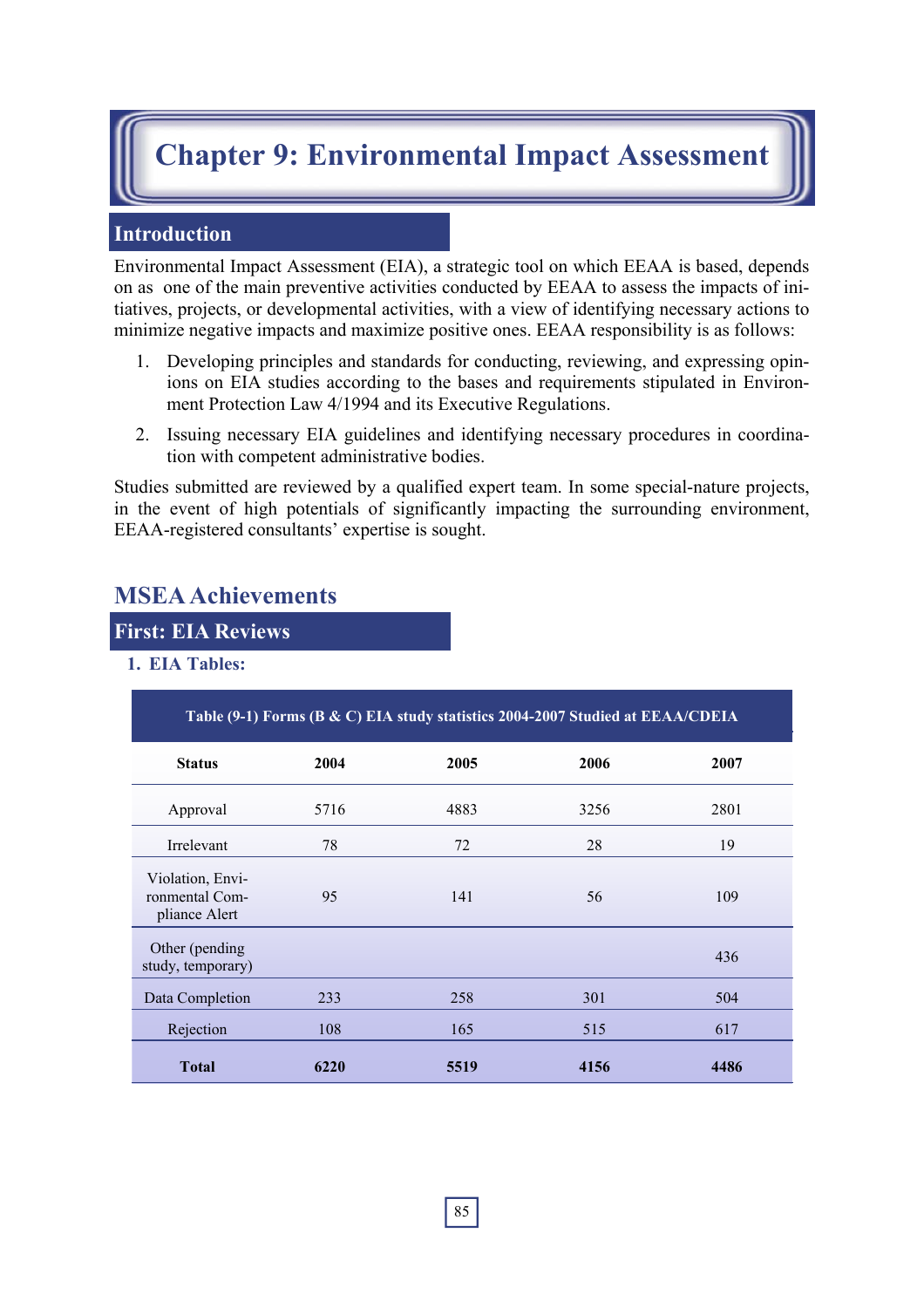# Chapter 9: Environmental Impact Assessment

## Introduction

Environmental Impact Assessment (EIA), a strategic tool on which EEAA is based, depends on as one of the main preventive activities conducted by EEAA to assess the impacts of initiatives, projects, or developmental activities, with a view of identifying necessary actions to minimize negative impacts and maximize positive ones. EEAA responsibility is as follows:

1. Developing principles and standards for conducting, reviewing, and expressing opinions on EIA studies according to the bases and requirements stipulated in Environment Protection Law 4/1994 and its Executive Regulations.
2. Issuing necessary EIA guidelines and identifying necessary procedures in coordination with competent administrative bodies.

Studies submitted are reviewed by a qualified expert team. In some special-nature projects, in the event of high potentials of significantly impacting the surrounding environment, EEAA-registered consultants' expertise is sought.

## MSEA Achievements

### First: EIA Reviews

#### 1. EIA Tables:

Table (9-1) Forms (B & C) EIA study statistics 2004-2007 Studied at EEAA/CDEIA

| Status | 2004 | 2005 | 2006 | 2007 |
|---|---|---|---|---|
| Approval | 5716 | 4883 | 3256 | 2801 |
| Irrelevant | 78 | 72 | 28 | 19 |
| Violation, Environmental Compliance Alert | 95 | 141 | 56 | 109 |
| Other (pending study, temporary) | | | | 436 |
| Data Completion | 233 | 258 | 301 | 504 |
| Rejection | 108 | 165 | 515 | 617 |
| **Total** | **6220** | **5519** | **4156** | **4486** |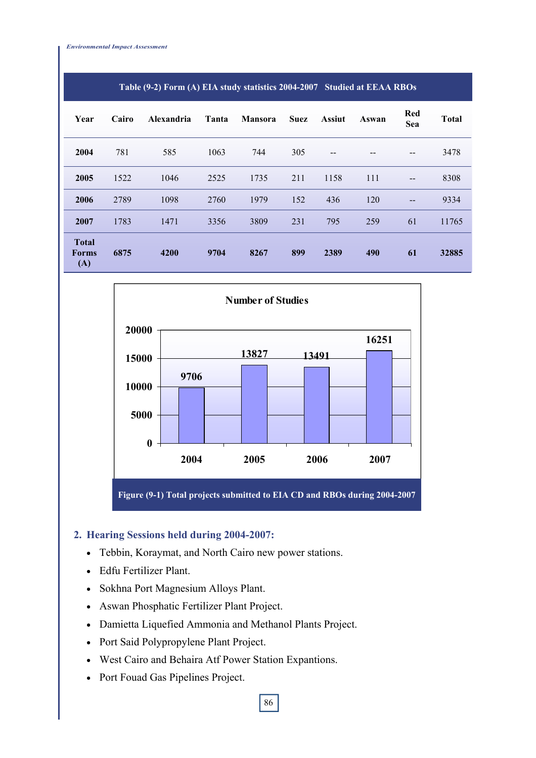Table (9-2) Form (A) EIA study statistics 2004-2007 Studied at EEAA RBOs

| Year | Cairo | Alexandria | Tanta | Mansora | Suez | Assiut | Aswan | Red Sea | Total |
|---|---|---|---|---|---|---|---|---|---|
| **2004** | 781 | 585 | 1063 | 744 | 305 | -- | -- | -- | 3478 |
| **2005** | 1522 | 1046 | 2525 | 1735 | 211 | 1158 | 111 | -- | 8308 |
| **2006** | 2789 | 1098 | 2760 | 1979 | 152 | 436 | 120 | -- | 9334 |
| **2007** | 1783 | 1471 | 3356 | 3809 | 231 | 795 | 259 | 61 | 11765 |
| **Total Forms (A)** | **6875** | **4200** | **9704** | **8267** | **899** | **2389** | **490** | **61** | **32885** |

**Number of Studies**

| Year | Number of Studies |
|---|---|
| 2004 | 9706 |
| 2005 | 13827 |
| 2006 | 13491 |
| 2007 | 16251 |

Figure (9-1) Total projects submitted to EIA CD and RBOs during 2004-2007

## 2. Hearing Sessions held during 2004-2007:

- Tebbin, Koraymat, and North Cairo new power stations.
- Edfu Fertilizer Plant.
- Sokhna Port Magnesium Alloys Plant.
- Aswan Phosphatic Fertilizer Plant Project.
- Damietta Liquefied Ammonia and Methanol Plants Project.
- Port Said Polypropylene Plant Project.
- West Cairo and Behaira Atf Power Station Expantions.
- Port Fouad Gas Pipelines Project.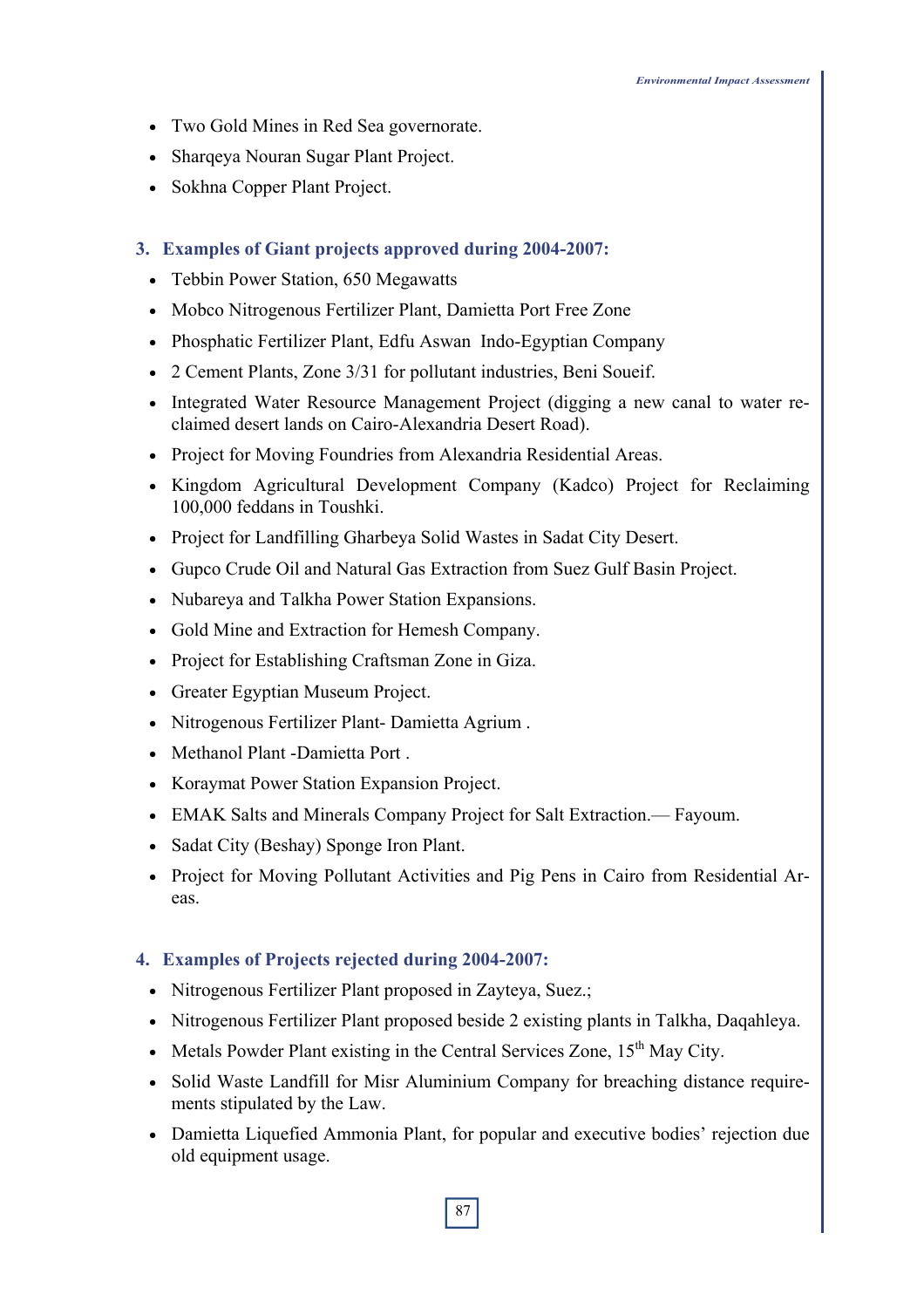- Two Gold Mines in Red Sea governorate.
- Sharqeya Nouran Sugar Plant Project.
- Sokhna Copper Plant Project.

### 3. Examples of Giant projects approved during 2004-2007:

- Tebbin Power Station, 650 Megawatts
- Mobco Nitrogenous Fertilizer Plant, Damietta Port Free Zone
- Phosphatic Fertilizer Plant, Edfu Aswan Indo-Egyptian Company
- 2 Cement Plants, Zone 3/31 for pollutant industries, Beni Soueif.
- Integrated Water Resource Management Project (digging a new canal to water reclaimed desert lands on Cairo-Alexandria Desert Road).
- Project for Moving Foundries from Alexandria Residential Areas.
- Kingdom Agricultural Development Company (Kadco) Project for Reclaiming 100,000 feddans in Toushki.
- Project for Landfilling Gharbeya Solid Wastes in Sadat City Desert.
- Gupco Crude Oil and Natural Gas Extraction from Suez Gulf Basin Project.
- Nubareya and Talkha Power Station Expansions.
- Gold Mine and Extraction for Hemesh Company.
- Project for Establishing Craftsman Zone in Giza.
- Greater Egyptian Museum Project.
- Nitrogenous Fertilizer Plant- Damietta Agrium .
- Methanol Plant -Damietta Port .
- Koraymat Power Station Expansion Project.
- EMAK Salts and Minerals Company Project for Salt Extraction.— Fayoum.
- Sadat City (Beshay) Sponge Iron Plant.
- Project for Moving Pollutant Activities and Pig Pens in Cairo from Residential Areas.

### 4. Examples of Projects rejected during 2004-2007:

- Nitrogenous Fertilizer Plant proposed in Zayteya, Suez.;
- Nitrogenous Fertilizer Plant proposed beside 2 existing plants in Talkha, Daqahleya.
- Metals Powder Plant existing in the Central Services Zone, 15th May City.
- Solid Waste Landfill for Misr Aluminium Company for breaching distance requirements stipulated by the Law.
- Damietta Liquefied Ammonia Plant, for popular and executive bodies' rejection due old equipment usage.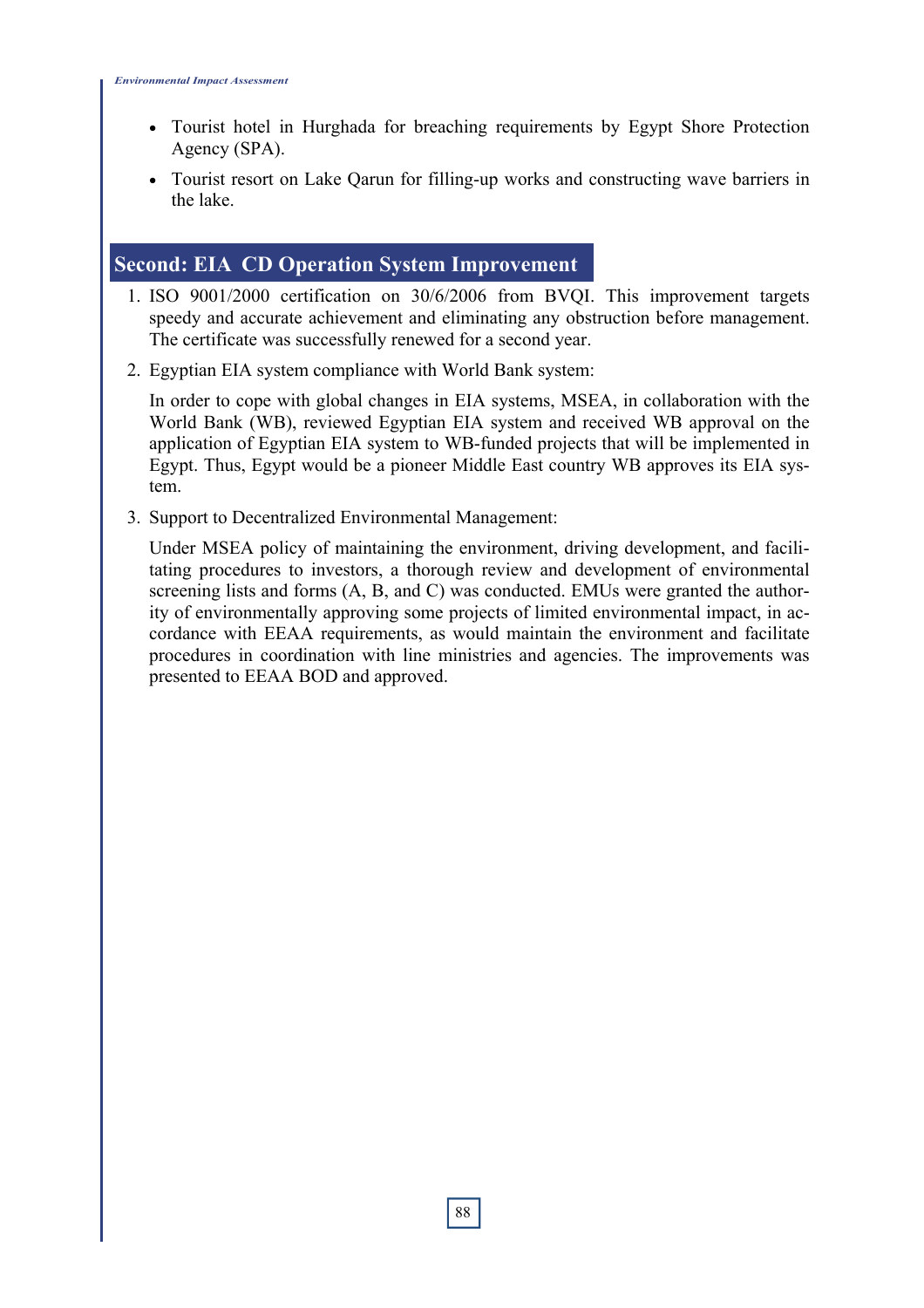- Tourist hotel in Hurghada for breaching requirements by Egypt Shore Protection Agency (SPA).
- Tourist resort on Lake Qarun for filling-up works and constructing wave barriers in the lake.

## Second: EIA CD Operation System Improvement

1. ISO 9001/2000 certification on 30/6/2006 from BVQI. This improvement targets speedy and accurate achievement and eliminating any obstruction before management. The certificate was successfully renewed for a second year.

2. Egyptian EIA system compliance with World Bank system:

   In order to cope with global changes in EIA systems, MSEA, in collaboration with the World Bank (WB), reviewed Egyptian EIA system and received WB approval on the application of Egyptian EIA system to WB-funded projects that will be implemented in Egypt. Thus, Egypt would be a pioneer Middle East country WB approves its EIA system.

3. Support to Decentralized Environmental Management:

   Under MSEA policy of maintaining the environment, driving development, and facilitating procedures to investors, a thorough review and development of environmental screening lists and forms (A, B, and C) was conducted. EMUs were granted the authority of environmentally approving some projects of limited environmental impact, in accordance with EEAA requirements, as would maintain the environment and facilitate procedures in coordination with line ministries and agencies. The improvements was presented to EEAA BOD and approved.